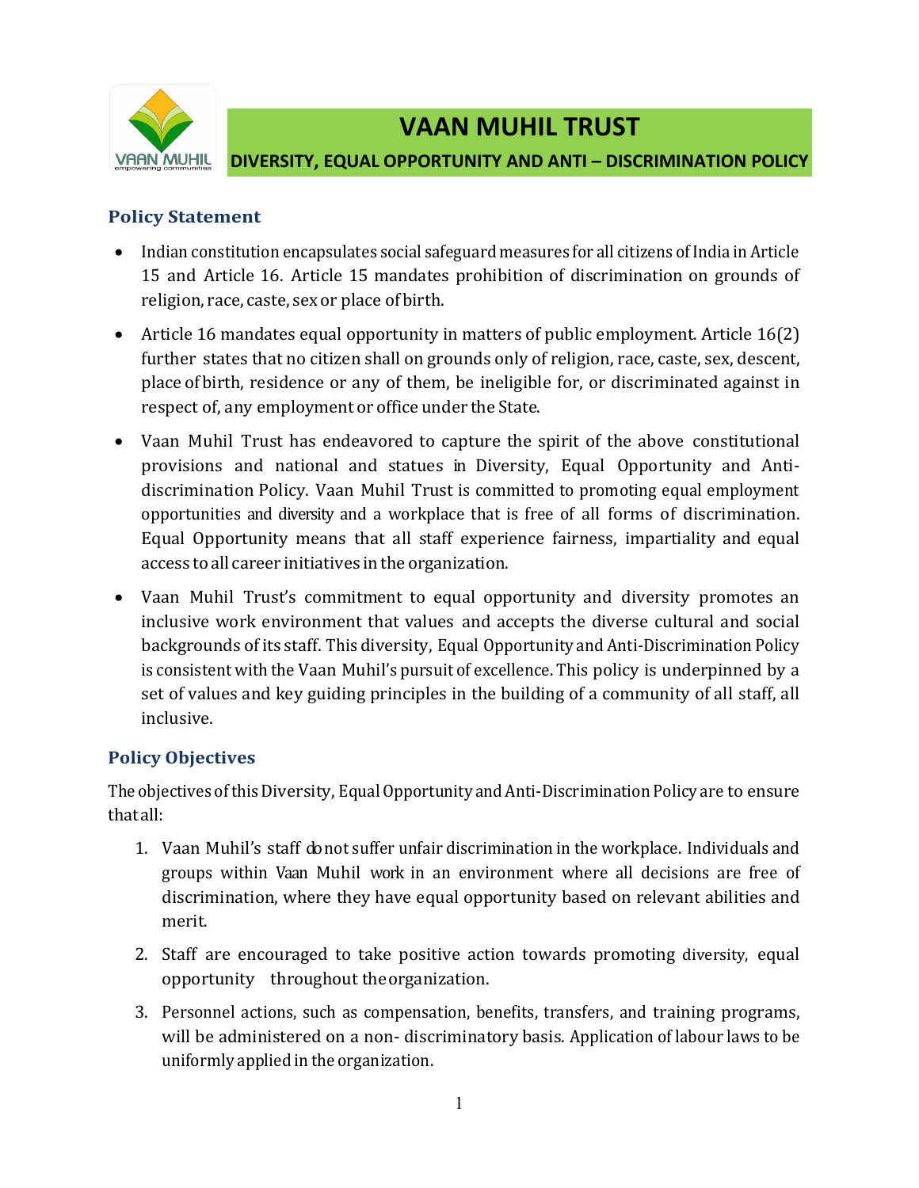# VAAN MUHIL TRUST

## DIVERSITY, EQUAL OPPORTUNITY AND ANTI – DISCRIMINATION POLICY

### Policy Statement

- Indian constitution encapsulates social safeguard measures for all citizens of India in Article 15 and Article 16. Article 15 mandates prohibition of discrimination on grounds of religion, race, caste, sex or place of birth.
- Article 16 mandates equal opportunity in matters of public employment. Article 16(2) further states that no citizen shall on grounds only of religion, race, caste, sex, descent, place of birth, residence or any of them, be ineligible for, or discriminated against in respect of, any employment or office under the State.
- Vaan Muhil Trust has endeavored to capture the spirit of the above constitutional provisions and national and statues in Diversity, Equal Opportunity and Anti-discrimination Policy. Vaan Muhil Trust is committed to promoting equal employment opportunities and diversity and a workplace that is free of all forms of discrimination. Equal Opportunity means that all staff experience fairness, impartiality and equal access to all career initiatives in the organization.
- Vaan Muhil Trust's commitment to equal opportunity and diversity promotes an inclusive work environment that values and accepts the diverse cultural and social backgrounds of its staff. This diversity, Equal Opportunity and Anti-Discrimination Policy is consistent with the Vaan Muhil's pursuit of excellence. This policy is underpinned by a set of values and key guiding principles in the building of a community of all staff, all inclusive.

### Policy Objectives

The objectives of this Diversity, Equal Opportunity and Anti-Discrimination Policy are to ensure that all:

1. Vaan Muhil's staff do not suffer unfair discrimination in the workplace. Individuals and groups within Vaan Muhil work in an environment where all decisions are free of discrimination, where they have equal opportunity based on relevant abilities and merit.
2. Staff are encouraged to take positive action towards promoting diversity, equal opportunity throughout the organization.
3. Personnel actions, such as compensation, benefits, transfers, and training programs, will be administered on a non- discriminatory basis. Application of labour laws to be uniformly applied in the organization.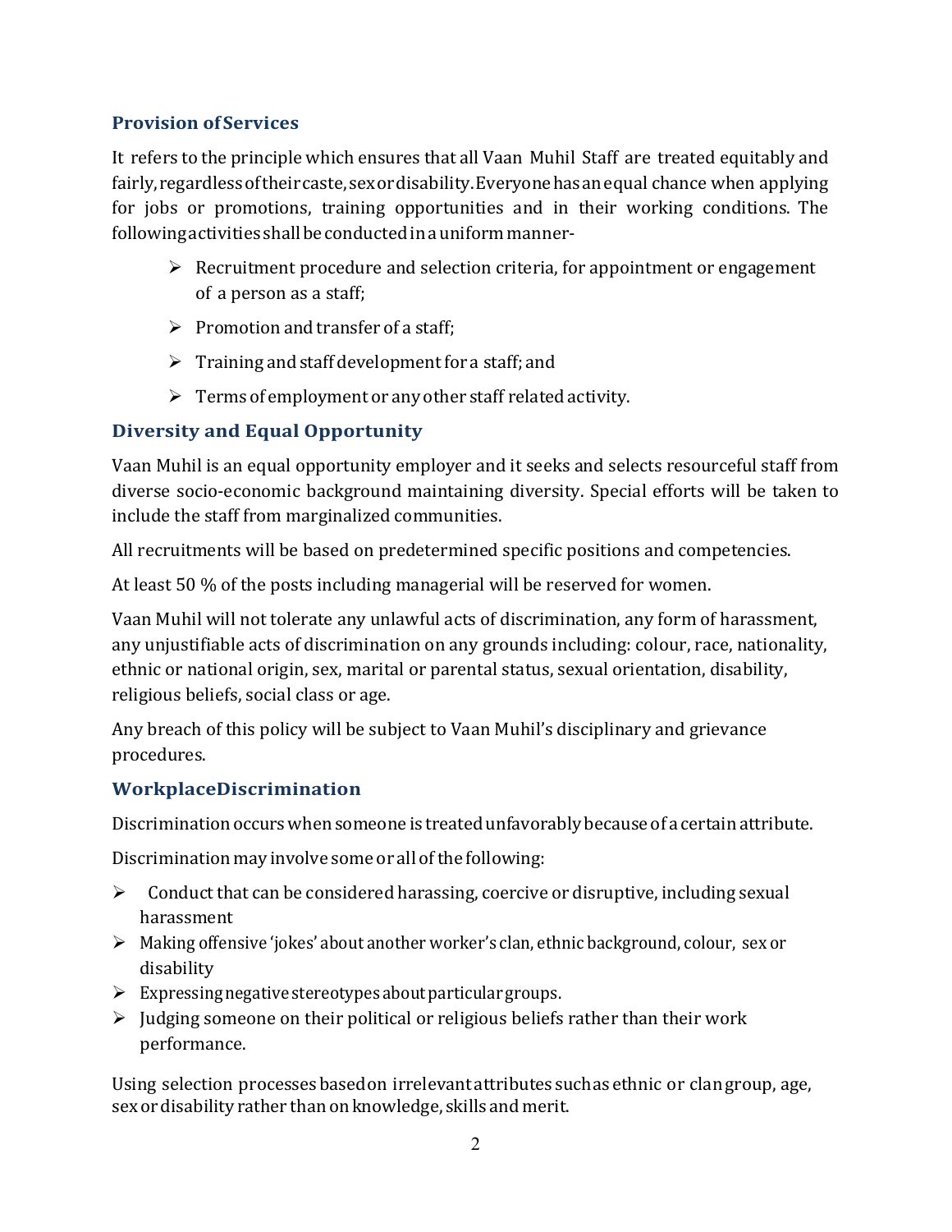### Provision of Services

It refers to the principle which ensures that all Vaan Muhil Staff are treated equitably and fairly, regardless of their caste, sex or disability. Everyone has an equal chance when applying for jobs or promotions, training opportunities and in their working conditions. The following activities shall be conducted in a uniform manner-

- Recruitment procedure and selection criteria, for appointment or engagement of a person as a staff;
- Promotion and transfer of a staff;
- Training and staff development for a staff; and
- Terms of employment or any other staff related activity.

### Diversity and Equal Opportunity

Vaan Muhil is an equal opportunity employer and it seeks and selects resourceful staff from diverse socio-economic background maintaining diversity. Special efforts will be taken to include the staff from marginalized communities.

All recruitments will be based on predetermined specific positions and competencies.

At least 50 % of the posts including managerial will be reserved for women.

Vaan Muhil will not tolerate any unlawful acts of discrimination, any form of harassment, any unjustifiable acts of discrimination on any grounds including: colour, race, nationality, ethnic or national origin, sex, marital or parental status, sexual orientation, disability, religious beliefs, social class or age.

Any breach of this policy will be subject to Vaan Muhil's disciplinary and grievance procedures.

### Workplace Discrimination

Discrimination occurs when someone is treated unfavorably because of a certain attribute.

Discrimination may involve some or all of the following:

- Conduct that can be considered harassing, coercive or disruptive, including sexual harassment
- Making offensive 'jokes' about another worker's clan, ethnic background, colour, sex or disability
- Expressing negative stereotypes about particular groups.
- Judging someone on their political or religious beliefs rather than their work performance.

Using selection processes based on irrelevant attributes such as ethnic or clan group, age, sex or disability rather than on knowledge, skills and merit.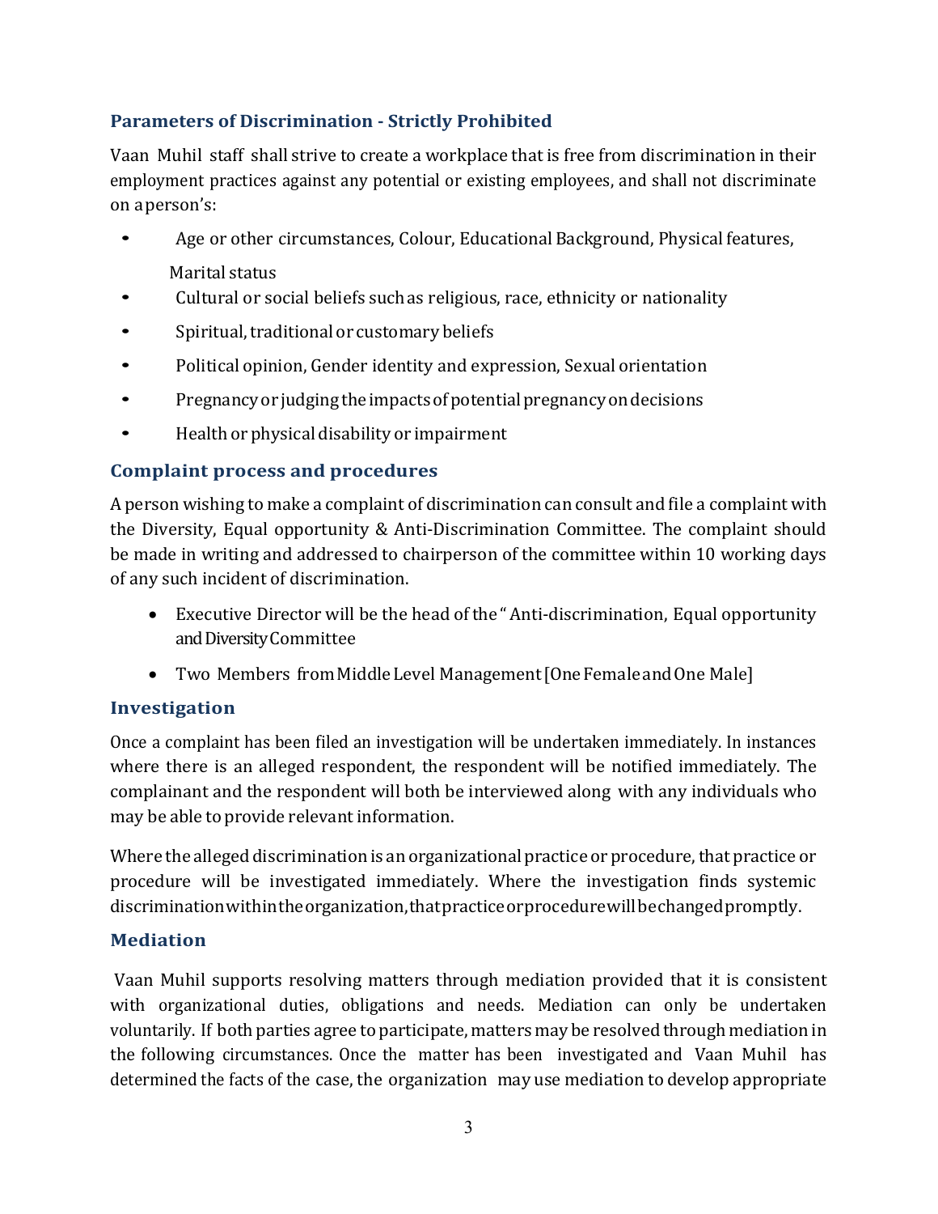### Parameters of Discrimination - Strictly Prohibited

Vaan Muhil staff shall strive to create a workplace that is free from discrimination in their employment practices against any potential or existing employees, and shall not discriminate on a person's:

- Age or other circumstances, Colour, Educational Background, Physical features, Marital status
- Cultural or social beliefs such as religious, race, ethnicity or nationality
- Spiritual, traditional or customary beliefs
- Political opinion, Gender identity and expression, Sexual orientation
- Pregnancy or judging the impacts of potential pregnancy on decisions
- Health or physical disability or impairment

### Complaint process and procedures

A person wishing to make a complaint of discrimination can consult and file a complaint with the Diversity, Equal opportunity & Anti-Discrimination Committee. The complaint should be made in writing and addressed to chairperson of the committee within 10 working days of any such incident of discrimination.

- Executive Director will be the head of the " Anti-discrimination, Equal opportunity and Diversity Committee
- Two Members from Middle Level Management [One Female and One Male]

### Investigation

Once a complaint has been filed an investigation will be undertaken immediately. In instances where there is an alleged respondent, the respondent will be notified immediately. The complainant and the respondent will both be interviewed along with any individuals who may be able to provide relevant information.

Where the alleged discrimination is an organizational practice or procedure, that practice or procedure will be investigated immediately. Where the investigation finds systemic discrimination within the organization, that practice or procedure will be changed promptly.

### Mediation

Vaan Muhil supports resolving matters through mediation provided that it is consistent with organizational duties, obligations and needs. Mediation can only be undertaken voluntarily. If both parties agree to participate, matters may be resolved through mediation in the following circumstances. Once the matter has been investigated and Vaan Muhil has determined the facts of the case, the organization may use mediation to develop appropriate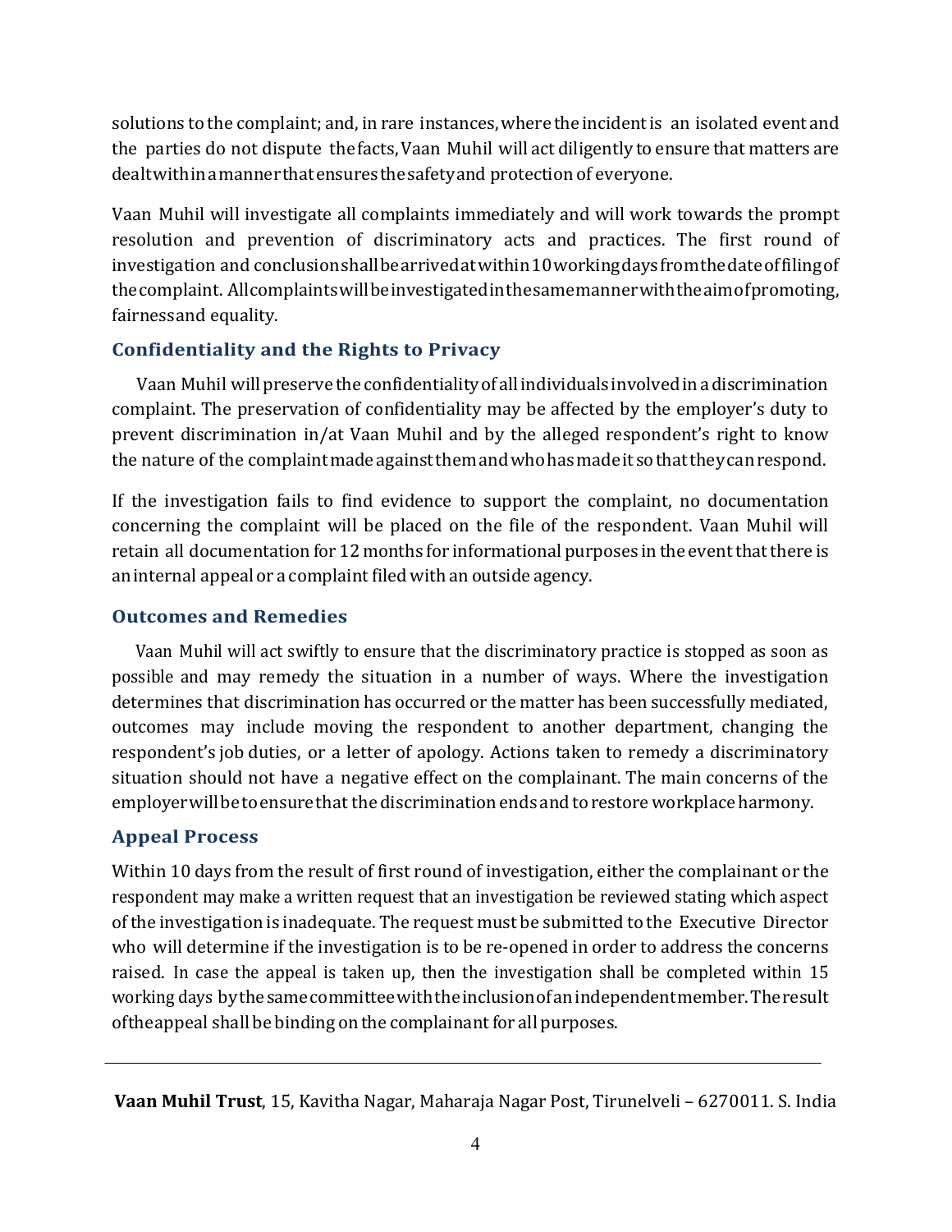solutions to the complaint; and, in rare instances, where the incident is an isolated event and the parties do not dispute the facts, Vaan Muhil will act diligently to ensure that matters are dealt with in a manner that ensures the safety and protection of everyone.

Vaan Muhil will investigate all complaints immediately and will work towards the prompt resolution and prevention of discriminatory acts and practices. The first round of investigation and conclusion shall be arrived at within 10 working days from the date of filing of the complaint. All complaints will be investigated in the same manner with the aim of promoting, fairness and equality.

### Confidentiality and the Rights to Privacy

Vaan Muhil will preserve the confidentiality of all individuals involved in a discrimination complaint. The preservation of confidentiality may be affected by the employer's duty to prevent discrimination in/at Vaan Muhil and by the alleged respondent's right to know the nature of the complaint made against them and who has made it so that they can respond.

If the investigation fails to find evidence to support the complaint, no documentation concerning the complaint will be placed on the file of the respondent. Vaan Muhil will retain all documentation for 12 months for informational purposes in the event that there is an internal appeal or a complaint filed with an outside agency.

### Outcomes and Remedies

Vaan Muhil will act swiftly to ensure that the discriminatory practice is stopped as soon as possible and may remedy the situation in a number of ways. Where the investigation determines that discrimination has occurred or the matter has been successfully mediated, outcomes may include moving the respondent to another department, changing the respondent's job duties, or a letter of apology. Actions taken to remedy a discriminatory situation should not have a negative effect on the complainant. The main concerns of the employer will be to ensure that the discrimination ends and to restore workplace harmony.

### Appeal Process

Within 10 days from the result of first round of investigation, either the complainant or the respondent may make a written request that an investigation be reviewed stating which aspect of the investigation is inadequate. The request must be submitted to the Executive Director who will determine if the investigation is to be re-opened in order to address the concerns raised. In case the appeal is taken up, then the investigation shall be completed within 15 working days by the same committee with the inclusion of an independent member. The result of the appeal shall be binding on the complainant for all purposes.